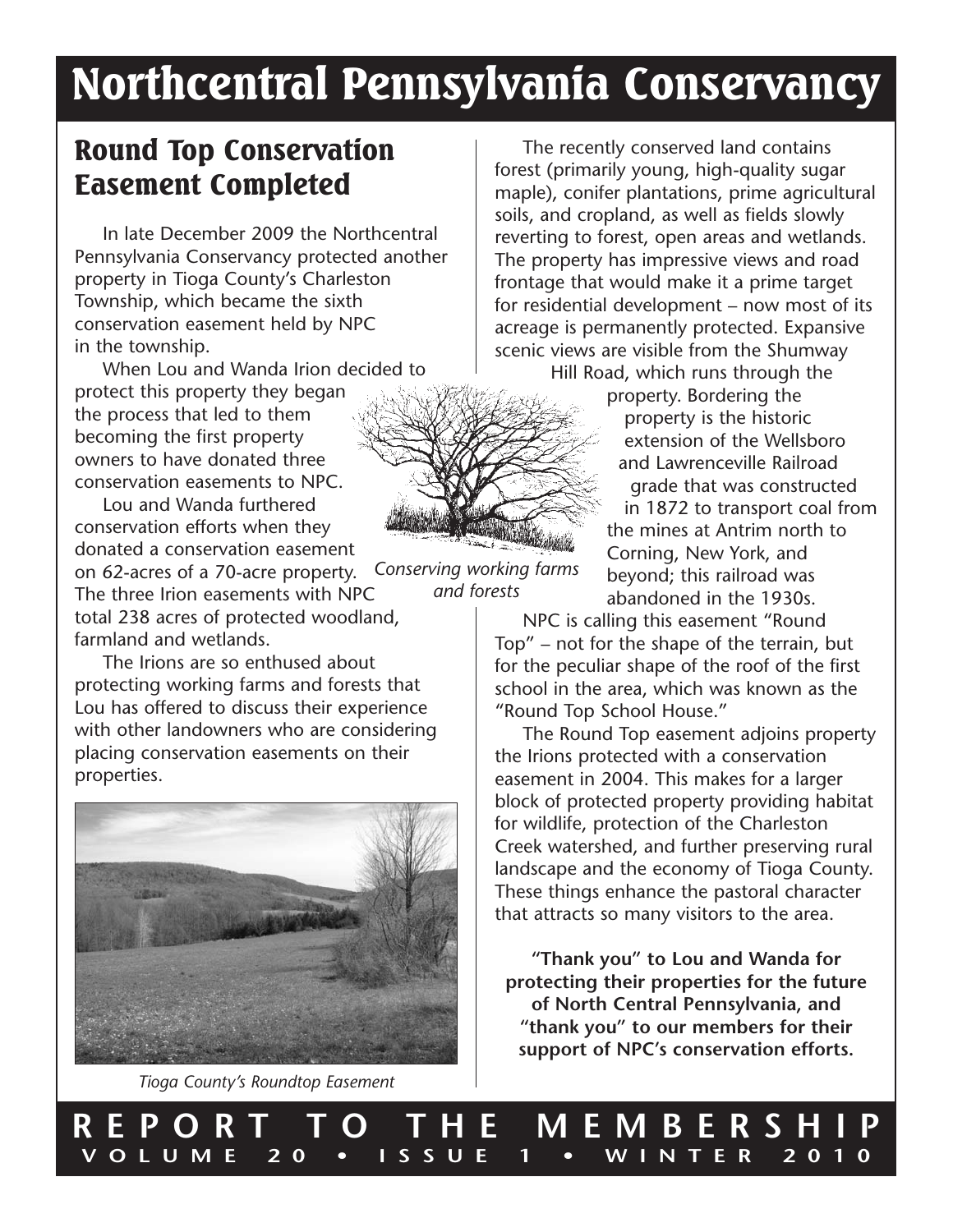# Northcentral Pennsylvania Conservancy

## Round Top Conservation Easement Completed

In late December 2009 the Northcentral Pennsylvania Conservancy protected another property in Tioga County's Charleston Township, which became the sixth conservation easement held by NPC in the township.

When Lou and Wanda Irion decided to protect this property they began the process that led to them becoming the first property owners to have donated three conservation easements to NPC.

Lou and Wanda furthered conservation efforts when they donated a conservation easement on 62-acres of a 70-acre property. The three Irion easements with NPC total 238 acres of protected woodland, farmland and wetlands.

The Irions are so enthused about protecting working farms and forests that Lou has offered to discuss their experience with other landowners who are considering placing conservation easements on their properties.

*Conserving working farms and forests*

*Tioga County's Roundtop Easement*

The recently conserved land contains forest (primarily young, high-quality sugar maple), conifer plantations, prime agricultural soils, and cropland, as well as fields slowly reverting to forest, open areas and wetlands. The property has impressive views and road frontage that would make it a prime target for residential development – now most of its acreage is permanently protected. Expansive scenic views are visible from the Shumway Hill Road, which runs through the property. Bordering the property is the historic extension of the Wellsboro and Lawrenceville Railroad grade that was constructed in 1872 to transport coal from the mines at Antrim north to Corning, New York, and beyond; this railroad was abandoned in the 1930s.

NPC is calling this easement "Round Top" – not for the shape of the terrain, but for the peculiar shape of the roof of the first school in the area, which was known as the "Round Top School House."

The Round Top easement adjoins property the Irions protected with a conservation easement in 2004. This makes for a larger block of protected property providing habitat for wildlife, protection of the Charleston Creek watershed, and further preserving rural landscape and the economy of Tioga County. These things enhance the pastoral character that attracts so many visitors to the area.

**"Thank you" to Lou and Wanda for protecting their properties for the future of North Central Pennsylvania, and "thank you" to our members for their support of NPC's conservation efforts.**

**REPORT TO THE MEMBERSHIP**
**VOLUME 20 • ISSUE 1 • WINTER 2010**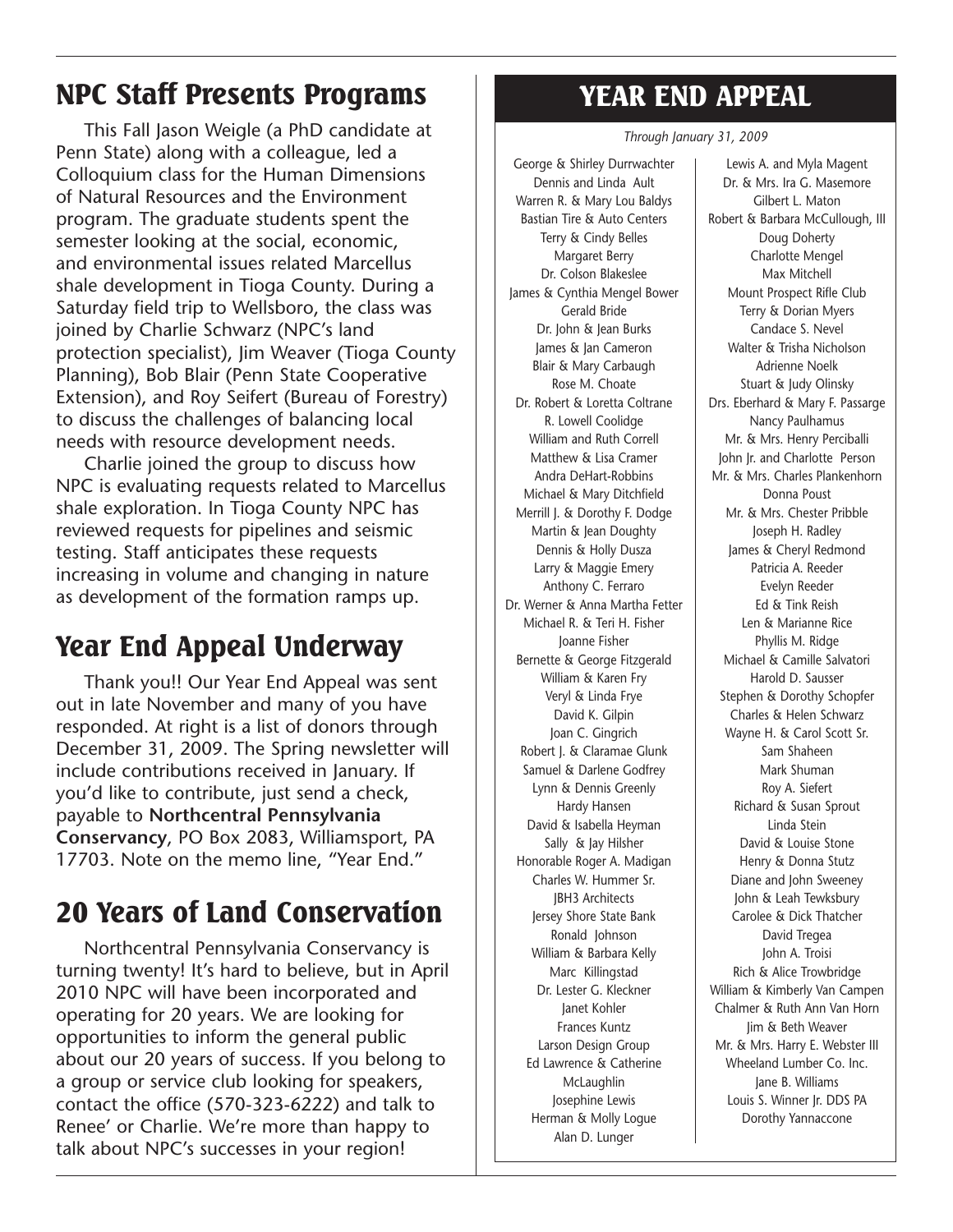## NPC Staff Presents Programs

This Fall Jason Weigle (a PhD candidate at Penn State) along with a colleague, led a Colloquium class for the Human Dimensions of Natural Resources and the Environment program. The graduate students spent the semester looking at the social, economic, and environmental issues related Marcellus shale development in Tioga County. During a Saturday field trip to Wellsboro, the class was joined by Charlie Schwarz (NPC's land protection specialist), Jim Weaver (Tioga County Planning), Bob Blair (Penn State Cooperative Extension), and Roy Seifert (Bureau of Forestry) to discuss the challenges of balancing local needs with resource development needs.

Charlie joined the group to discuss how NPC is evaluating requests related to Marcellus shale exploration. In Tioga County NPC has reviewed requests for pipelines and seismic testing. Staff anticipates these requests increasing in volume and changing in nature as development of the formation ramps up.

## Year End Appeal Underway

Thank you!! Our Year End Appeal was sent out in late November and many of you have responded. At right is a list of donors through December 31, 2009. The Spring newsletter will include contributions received in January. If you'd like to contribute, just send a check, payable to **Northcentral Pennsylvania Conservancy**, PO Box 2083, Williamsport, PA 17703. Note on the memo line, "Year End."

## 20 Years of Land Conservation

Northcentral Pennsylvania Conservancy is turning twenty! It's hard to believe, but in April 2010 NPC will have been incorporated and operating for 20 years. We are looking for opportunities to inform the general public about our 20 years of success. If you belong to a group or service club looking for speakers, contact the office (570-323-6222) and talk to Renee' or Charlie. We're more than happy to talk about NPC's successes in your region!

## YEAR END APPEAL

*Through January 31, 2009*

George & Shirley Durrwachter
Dennis and Linda Ault
Warren R. & Mary Lou Baldys
Bastian Tire & Auto Centers
Terry & Cindy Belles
Margaret Berry
Dr. Colson Blakeslee
James & Cynthia Mengel Bower
Gerald Bride
Dr. John & Jean Burks
James & Jan Cameron
Blair & Mary Carbaugh
Rose M. Choate
Dr. Robert & Loretta Coltrane
R. Lowell Coolidge
William and Ruth Correll
Matthew & Lisa Cramer
Andra DeHart-Robbins
Michael & Mary Ditchfield
Merrill J. & Dorothy F. Dodge
Martin & Jean Doughty
Dennis & Holly Dusza
Larry & Maggie Emery
Anthony C. Ferraro
Dr. Werner & Anna Martha Fetter
Michael R. & Teri H. Fisher
Joanne Fisher
Bernette & George Fitzgerald
William & Karen Fry
Veryl & Linda Frye
David K. Gilpin
Joan C. Gingrich
Robert J. & Claramae Glunk
Samuel & Darlene Godfrey
Lynn & Dennis Greenly
Hardy Hansen
David & Isabella Heyman
Sally & Jay Hilsher
Honorable Roger A. Madigan
Charles W. Hummer Sr.
JBH3 Architects
Jersey Shore State Bank
Ronald Johnson
William & Barbara Kelly
Marc Killingstad
Dr. Lester G. Kleckner
Janet Kohler
Frances Kuntz
Larson Design Group
Ed Lawrence & Catherine McLaughlin
Josephine Lewis
Herman & Molly Logue
Alan D. Lunger
Lewis A. and Myla Magent
Dr. & Mrs. Ira G. Masemore
Gilbert L. Maton
Robert & Barbara McCullough, III
Doug Doherty
Charlotte Mengel
Max Mitchell
Mount Prospect Rifle Club
Terry & Dorian Myers
Candace S. Nevel
Walter & Trisha Nicholson
Adrienne Noelk
Stuart & Judy Olinsky
Drs. Eberhard & Mary F. Passarge
Nancy Paulhamus
Mr. & Mrs. Henry Perciballi
John Jr. and Charlotte Person
Mr. & Mrs. Charles Plankenhorn
Donna Poust
Mr. & Mrs. Chester Pribble
Joseph H. Radley
James & Cheryl Redmond
Patricia A. Reeder
Evelyn Reeder
Ed & Tink Reish
Len & Marianne Rice
Phyllis M. Ridge
Michael & Camille Salvatori
Harold D. Sausser
Stephen & Dorothy Schopfer
Charles & Helen Schwarz
Wayne H. & Carol Scott Sr.
Sam Shaheen
Mark Shuman
Roy A. Siefert
Richard & Susan Sprout
Linda Stein
David & Louise Stone
Henry & Donna Stutz
Diane and John Sweeney
John & Leah Tewksbury
Carolee & Dick Thatcher
David Tregea
John A. Troisi
Rich & Alice Trowbridge
William & Kimberly Van Campen
Chalmer & Ruth Ann Van Horn
Jim & Beth Weaver
Mr. & Mrs. Harry E. Webster III
Wheeland Lumber Co. Inc.
Jane B. Williams
Louis S. Winner Jr. DDS PA
Dorothy Yannaccone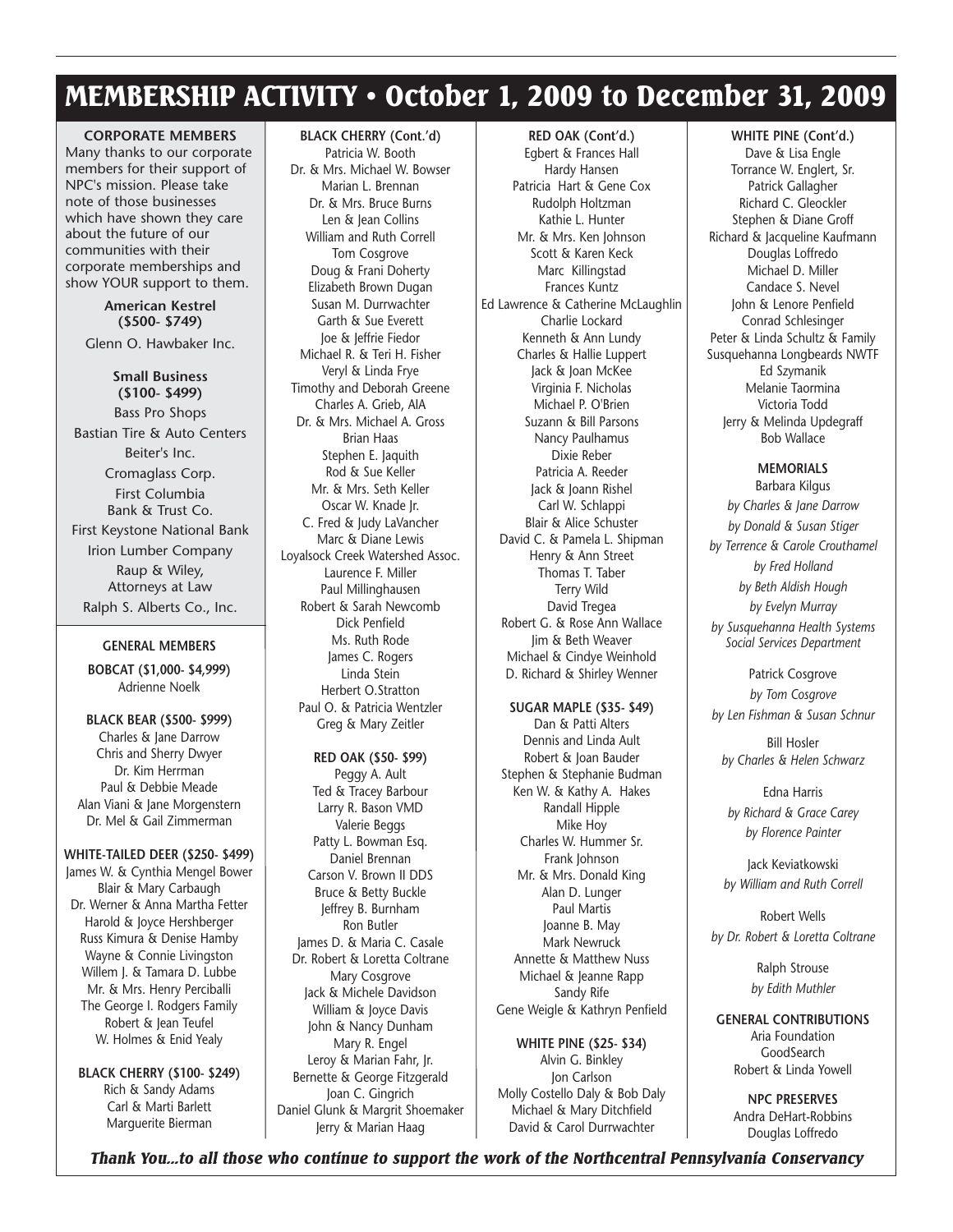# MEMBERSHIP ACTIVITY • October 1, 2009 to December 31, 2009

## CORPORATE MEMBERS

Many thanks to our corporate members for their support of NPC's mission. Please take note of those businesses which have shown they care about the future of our communities with their corporate memberships and show YOUR support to them.

### American Kestrel (\$500- \$749)

Glenn O. Hawbaker Inc.

### Small Business (\$100- \$499)

Bass Pro Shops
Bastian Tire & Auto Centers
Beiter's Inc.
Cromaglass Corp.
First Columbia Bank & Trust Co.
First Keystone National Bank
Irion Lumber Company
Raup & Wiley, Attorneys at Law
Ralph S. Alberts Co., Inc.

## GENERAL MEMBERS

### BOBCAT (\$1,000- \$4,999)

Adrienne Noelk

### BLACK BEAR (\$500- \$999)

Charles & Jane Darrow
Chris and Sherry Dwyer
Dr. Kim Herrman
Paul & Debbie Meade
Alan Viani & Jane Morgenstern
Dr. Mel & Gail Zimmerman

### WHITE-TAILED DEER (\$250- \$499)

James W. & Cynthia Mengel Bower
Blair & Mary Carbaugh
Dr. Werner & Anna Martha Fetter
Harold & Joyce Hershberger
Russ Kimura & Denise Hamby
Wayne & Connie Livingston
Willem J. & Tamara D. Lubbe
Mr. & Mrs. Henry Perciballi
The George I. Rodgers Family
Robert & Jean Teufel
W. Holmes & Enid Yealy

### BLACK CHERRY (\$100- \$249)

Rich & Sandy Adams
Carl & Marti Barlett
Marguerite Bierman
Patricia W. Booth
Dr. & Mrs. Michael W. Bowser
Marian L. Brennan
Dr. & Mrs. Bruce Burns
Len & Jean Collins
William and Ruth Correll
Tom Cosgrove
Doug & Frani Doherty
Elizabeth Brown Dugan
Susan M. Durrwachter
Garth & Sue Everett
Joe & Jeffrie Fiedor
Michael R. & Teri H. Fisher
Veryl & Linda Frye
Timothy and Deborah Greene
Charles A. Grieb, AIA
Dr. & Mrs. Michael A. Gross
Brian Haas
Stephen E. Jaquith
Rod & Sue Keller
Mr. & Mrs. Seth Keller
Oscar W. Knade Jr.
C. Fred & Judy LaVancher
Marc & Diane Lewis
Loyalsock Creek Watershed Assoc.
Laurence F. Miller
Paul Millinghausen
Robert & Sarah Newcomb
Dick Penfield
Ms. Ruth Rode
James C. Rogers
Linda Stein
Herbert O.Stratton
Paul O. & Patricia Wentzler
Greg & Mary Zeitler

### RED OAK (\$50- \$99)

Peggy A. Ault
Ted & Tracey Barbour
Larry R. Bason VMD
Valerie Beggs
Patty L. Bowman Esq.
Daniel Brennan
Carson V. Brown II DDS
Bruce & Betty Buckle
Jeffrey B. Burnham
Ron Butler
James D. & Maria C. Casale
Dr. Robert & Loretta Coltrane
Mary Cosgrove
Jack & Michele Davidson
William & Joyce Davis
John & Nancy Dunham
Mary R. Engel
Leroy & Marian Fahr, Jr.
Bernette & George Fitzgerald
Joan C. Gingrich
Daniel Glunk & Margrit Shoemaker
Jerry & Marian Haag
Egbert & Frances Hall
Hardy Hansen
Patricia Hart & Gene Cox
Rudolph Holtzman
Kathie L. Hunter
Mr. & Mrs. Ken Johnson
Scott & Karen Keck
Marc Killingstad
Frances Kuntz
Ed Lawrence & Catherine McLaughlin
Charlie Lockard
Kenneth & Ann Lundy
Charles & Hallie Luppert
Jack & Joan McKee
Virginia F. Nicholas
Michael P. O'Brien
Suzann & Bill Parsons
Nancy Paulhamus
Dixie Reber
Patricia A. Reeder
Jack & Joann Rishel
Carl W. Schlappi
Blair & Alice Schuster
David C. & Pamela L. Shipman
Henry & Ann Street
Thomas T. Taber
Terry Wild
David Tregea
Robert G. & Rose Ann Wallace
Jim & Beth Weaver
Michael & Cindye Weinhold
D. Richard & Shirley Wenner

### SUGAR MAPLE (\$35- \$49)

Dan & Patti Alters
Dennis and Linda Ault
Robert & Joan Bauder
Stephen & Stephanie Budman
Ken W. & Kathy A. Hakes
Randall Hipple
Mike Hoy
Charles W. Hummer Sr.
Frank Johnson
Mr. & Mrs. Donald King
Alan D. Lunger
Paul Martis
Joanne B. May
Mark Newruck
Annette & Matthew Nuss
Michael & Jeanne Rapp
Sandy Rife
Gene Weigle & Kathryn Penfield

### WHITE PINE (\$25- \$34)

Alvin G. Binkley
Jon Carlson
Molly Costello Daly & Bob Daly
Michael & Mary Ditchfield
David & Carol Durrwachter
Dave & Lisa Engle
Torrance W. Englert, Sr.
Patrick Gallagher
Richard C. Gleockler
Stephen & Diane Groff
Richard & Jacqueline Kaufmann
Douglas Loffredo
Michael D. Miller
Candace S. Nevel
John & Lenore Penfield
Conrad Schlesinger
Peter & Linda Schultz & Family
Susquehanna Longbeards NWTF
Ed Szymanik
Melanie Taormina
Victoria Todd
Jerry & Melinda Updegraff
Bob Wallace

## MEMORIALS

Barbara Kilgus
*by Charles & Jane Darrow*
*by Donald & Susan Stiger*
*by Terrence & Carole Crouthamel*
*by Fred Holland*
*by Beth Aldish Hough*
*by Evelyn Murray*
*by Susquehanna Health Systems Social Services Department*

Patrick Cosgrove
*by Tom Cosgrove*
*by Len Fishman & Susan Schnur*

Bill Hosler
*by Charles & Helen Schwarz*

Edna Harris
*by Richard & Grace Carey*
*by Florence Painter*

Jack Keviatkowski
*by William and Ruth Correll*

Robert Wells
*by Dr. Robert & Loretta Coltrane*

Ralph Strouse
*by Edith Muthler*

## GENERAL CONTRIBUTIONS

Aria Foundation
GoodSearch
Robert & Linda Yowell

## NPC PRESERVES

Andra DeHart-Robbins
Douglas Loffredo

***Thank You...to all those who continue to support the work of the Northcentral Pennsylvania Conservancy***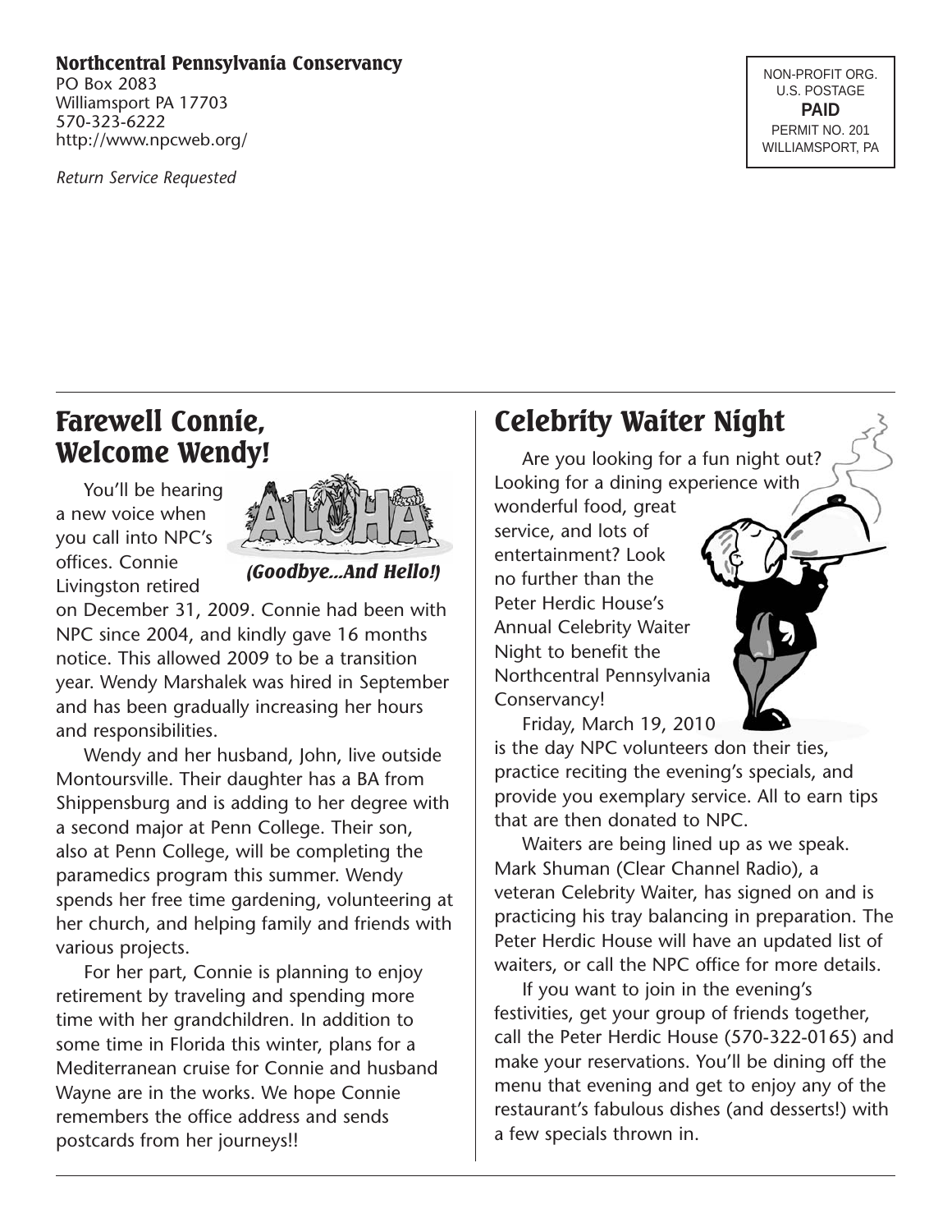**Northcentral Pennsylvania Conservancy**
PO Box 2083
Williamsport PA 17703
570-323-6222
http://www.npcweb.org/

*Return Service Requested*

NON-PROFIT ORG.
U.S. POSTAGE
**PAID**
PERMIT NO. 201
WILLIAMSPORT, PA

## Farewell Connie, Welcome Wendy!

*(Goodbye...And Hello!)*

You'll be hearing a new voice when you call into NPC's offices. Connie Livingston retired on December 31, 2009. Connie had been with NPC since 2004, and kindly gave 16 months notice. This allowed 2009 to be a transition year. Wendy Marshalek was hired in September and has been gradually increasing her hours and responsibilities.

Wendy and her husband, John, live outside Montoursville. Their daughter has a BA from Shippensburg and is adding to her degree with a second major at Penn College. Their son, also at Penn College, will be completing the paramedics program this summer. Wendy spends her free time gardening, volunteering at her church, and helping family and friends with various projects.

For her part, Connie is planning to enjoy retirement by traveling and spending more time with her grandchildren. In addition to some time in Florida this winter, plans for a Mediterranean cruise for Connie and husband Wayne are in the works. We hope Connie remembers the office address and sends postcards from her journeys!!

## Celebrity Waiter Night

Are you looking for a fun night out? Looking for a dining experience with wonderful food, great service, and lots of entertainment? Look no further than the Peter Herdic House's Annual Celebrity Waiter Night to benefit the Northcentral Pennsylvania Conservancy!

Friday, March 19, 2010 is the day NPC volunteers don their ties, practice reciting the evening's specials, and provide you exemplary service. All to earn tips that are then donated to NPC.

Waiters are being lined up as we speak. Mark Shuman (Clear Channel Radio), a veteran Celebrity Waiter, has signed on and is practicing his tray balancing in preparation. The Peter Herdic House will have an updated list of waiters, or call the NPC office for more details.

If you want to join in the evening's festivities, get your group of friends together, call the Peter Herdic House (570-322-0165) and make your reservations. You'll be dining off the menu that evening and get to enjoy any of the restaurant's fabulous dishes (and desserts!) with a few specials thrown in.